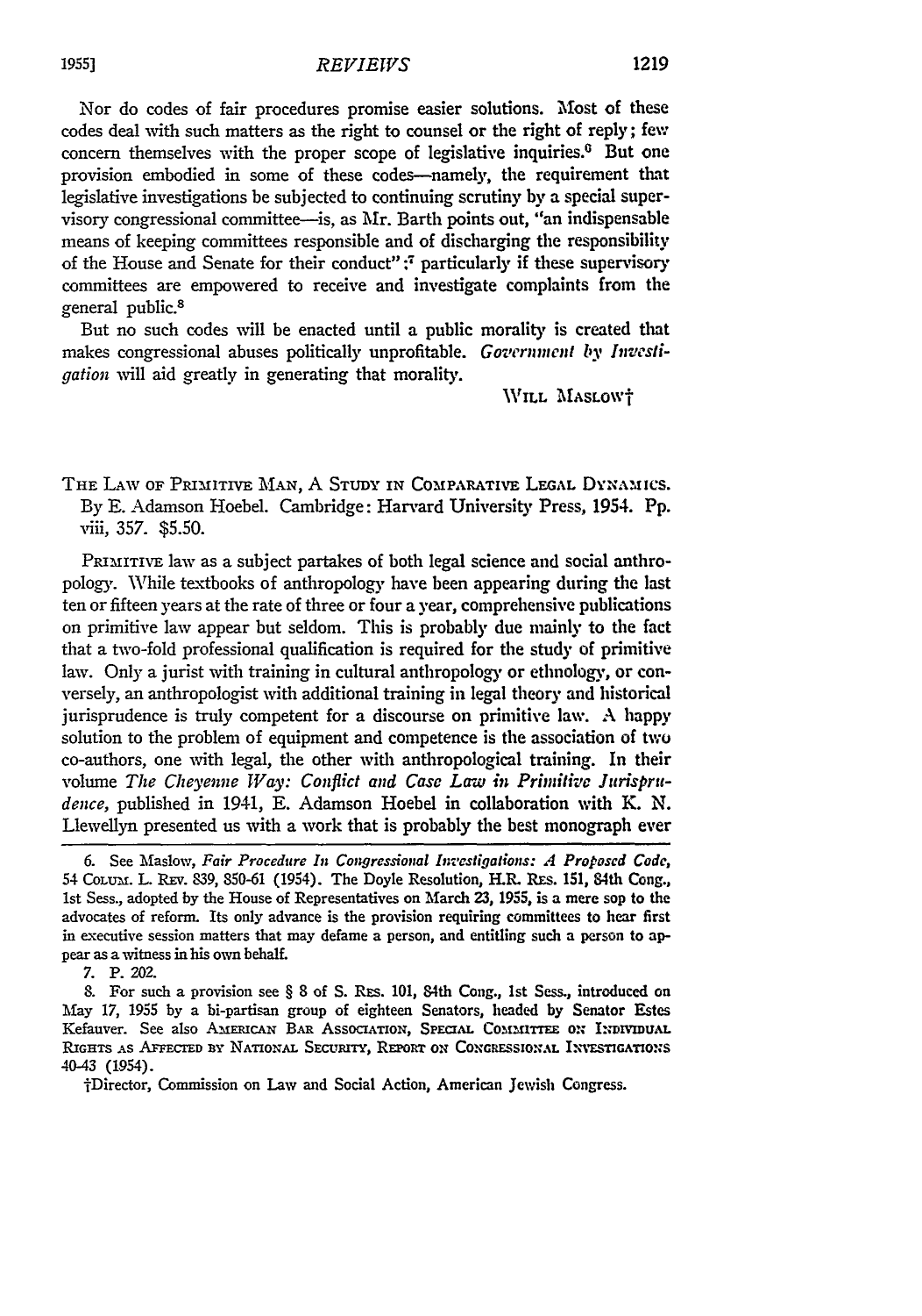Nor do codes of fair procedures promise easier solutions. Most of these codes deal with such matters as the right to counsel or the right of reply; few concern themselves with the proper scope of legislative inquiries.[6] But one provision embodied in some of these codes—namely, the requirement that legislative investigations be subjected to continuing scrutiny by a special supervisory congressional committee—is, as Mr. Barth points out, "an indispensable means of keeping committees responsible and of discharging the responsibility of the House and Senate for their conduct";[7] particularly if these supervisory committees are empowered to receive and investigate complaints from the general public.[8]

But no such codes will be enacted until a public morality is created that makes congressional abuses politically unprofitable. *Government by Investigation* will aid greatly in generating that morality.

WILL MASLOW†

THE LAW OF PRIMITIVE MAN, A STUDY IN COMPARATIVE LEGAL DYNAMICS. By E. Adamson Hoebel. Cambridge: Harvard University Press, 1954. Pp. viii, 357. $5.50.

PRIMITIVE law as a subject partakes of both legal science and social anthropology. While textbooks of anthropology have been appearing during the last ten or fifteen years at the rate of three or four a year, comprehensive publications on primitive law appear but seldom. This is probably due mainly to the fact that a two-fold professional qualification is required for the study of primitive law. Only a jurist with training in cultural anthropology or ethnology, or conversely, an anthropologist with additional training in legal theory and historical jurisprudence is truly competent for a discourse on primitive law. A happy solution to the problem of equipment and competence is the association of two co-authors, one with legal, the other with anthropological training. In their volume *The Cheyenne Way: Conflict and Case Law in Primitive Jurisprudence*, published in 1941, E. Adamson Hoebel in collaboration with K. N. Llewellyn presented us with a work that is probably the best monograph ever

6. See Maslow, *Fair Procedure In Congressional Investigations: A Proposed Code*, 54 COLUM. L. REV. 839, 850-61 (1954). The Doyle Resolution, H.R. RES. 151, 84th Cong., 1st Sess., adopted by the House of Representatives on March 23, 1955, is a mere sop to the advocates of reform. Its only advance is the provision requiring committees to hear first in executive session matters that may defame a person, and entitling such a person to appear as a witness in his own behalf.

7. P. 202.

8. For such a provision see § 8 of S. RES. 101, 84th Cong., 1st Sess., introduced on May 17, 1955 by a bi-partisan group of eighteen Senators, headed by Senator Estes Kefauver. See also AMERICAN BAR ASSOCIATION, SPECIAL COMMITTEE ON INDIVIDUAL RIGHTS AS AFFECTED BY NATIONAL SECURITY, REPORT ON CONGRESSIONAL INVESTIGATIONS 40-43 (1954).

†Director, Commission on Law and Social Action, American Jewish Congress.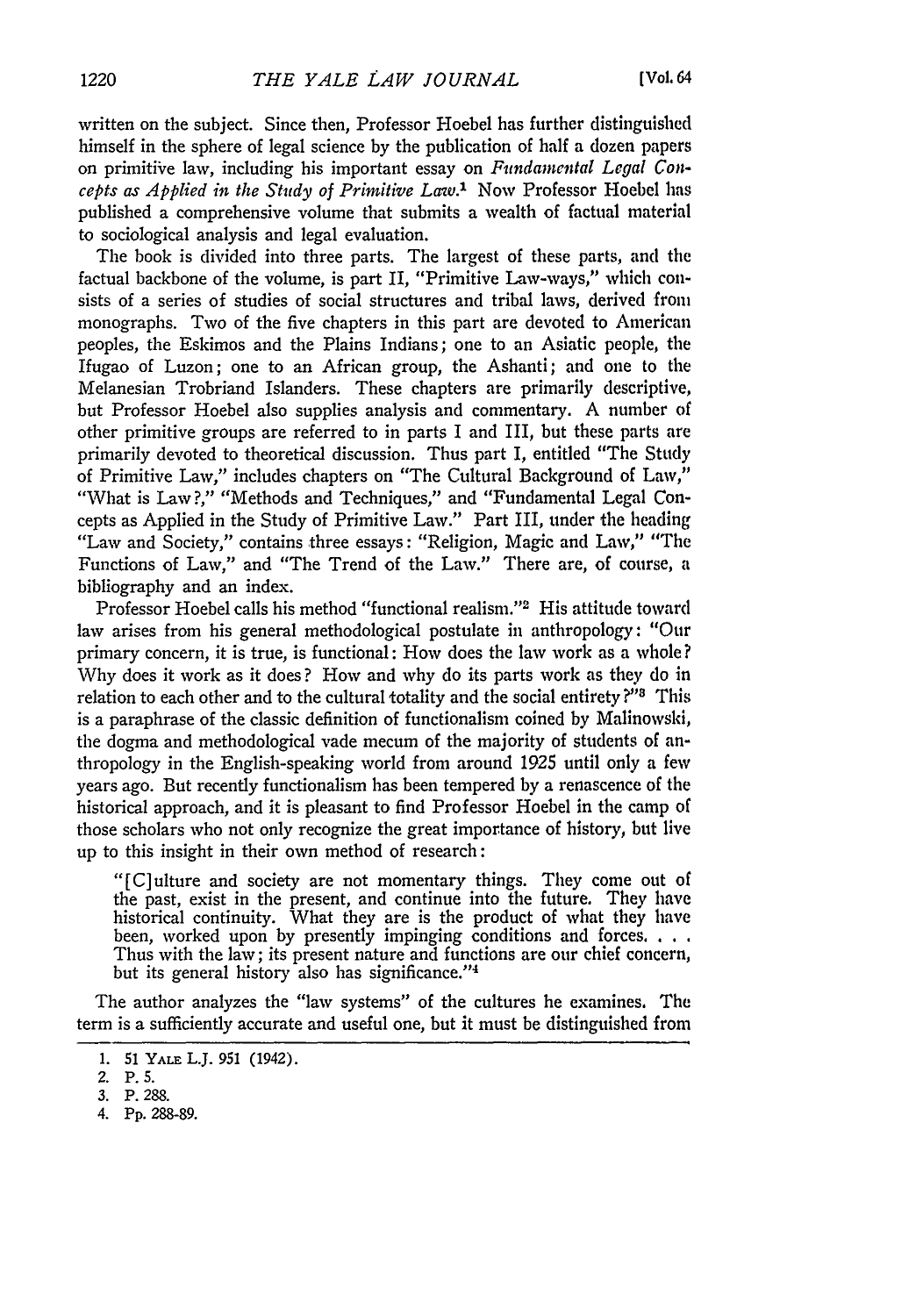written on the subject. Since then, Professor Hoebel has further distinguished himself in the sphere of legal science by the publication of half a dozen papers on primitive law, including his important essay on *Fundamental Legal Concepts as Applied in the Study of Primitive Law*.[1] Now Professor Hoebel has published a comprehensive volume that submits a wealth of factual material to sociological analysis and legal evaluation.

The book is divided into three parts. The largest of these parts, and the factual backbone of the volume, is part II, "Primitive Law-ways," which consists of a series of studies of social structures and tribal laws, derived from monographs. Two of the five chapters in this part are devoted to American peoples, the Eskimos and the Plains Indians; one to an Asiatic people, the Ifugao of Luzon; one to an African group, the Ashanti; and one to the Melanesian Trobriand Islanders. These chapters are primarily descriptive, but Professor Hoebel also supplies analysis and commentary. A number of other primitive groups are referred to in parts I and III, but these parts are primarily devoted to theoretical discussion. Thus part I, entitled "The Study of Primitive Law," includes chapters on "The Cultural Background of Law," "What is Law?," "Methods and Techniques," and "Fundamental Legal Concepts as Applied in the Study of Primitive Law." Part III, under the heading "Law and Society," contains three essays: "Religion, Magic and Law," "The Functions of Law," and "The Trend of the Law." There are, of course, a bibliography and an index.

Professor Hoebel calls his method "functional realism."[2] His attitude toward law arises from his general methodological postulate in anthropology: "Our primary concern, it is true, is functional: How does the law work as a whole? Why does it work as it does? How and why do its parts work as they do in relation to each other and to the cultural totality and the social entirety?"[3] This is a paraphrase of the classic definition of functionalism coined by Malinowski, the dogma and methodological vade mecum of the majority of students of anthropology in the English-speaking world from around 1925 until only a few years ago. But recently functionalism has been tempered by a renascence of the historical approach, and it is pleasant to find Professor Hoebel in the camp of those scholars who not only recognize the great importance of history, but live up to this insight in their own method of research:

> "[C]ulture and society are not momentary things. They come out of the past, exist in the present, and continue into the future. They have historical continuity. What they are is the product of what they have been, worked upon by presently impinging conditions and forces. . . . Thus with the law; its present nature and functions are our chief concern, but its general history also has significance."[4]

The author analyzes the "law systems" of the cultures he examines. The term is a sufficiently accurate and useful one, but it must be distinguished from

---

1. 51 YALE L.J. 951 (1942).
2. P. 5.
3. P. 288.
4. Pp. 288-89.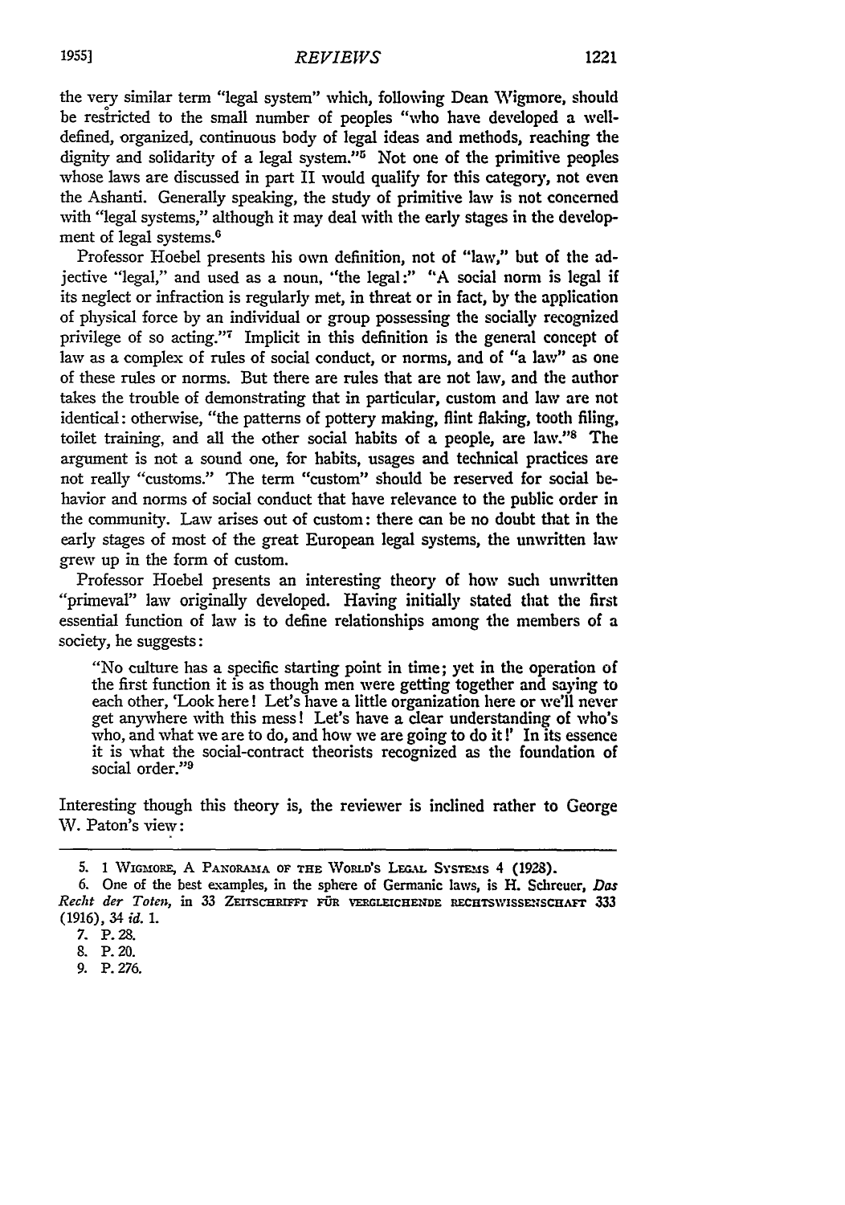the very similar term "legal system" which, following Dean Wigmore, should be restricted to the small number of peoples "who have developed a well-defined, organized, continuous body of legal ideas and methods, reaching the dignity and solidarity of a legal system."[5] Not one of the primitive peoples whose laws are discussed in part II would qualify for this category, not even the Ashanti. Generally speaking, the study of primitive law is not concerned with "legal systems," although it may deal with the early stages in the development of legal systems.[6]

Professor Hoebel presents his own definition, not of "law," but of the adjective "legal," and used as a noun, "the legal:" "A social norm is legal if its neglect or infraction is regularly met, in threat or in fact, by the application of physical force by an individual or group possessing the socially recognized privilege of so acting."[7] Implicit in this definition is the general concept of law as a complex of rules of social conduct, or norms, and of "a law" as one of these rules or norms. But there are rules that are not law, and the author takes the trouble of demonstrating that in particular, custom and law are not identical: otherwise, "the patterns of pottery making, flint flaking, tooth filing, toilet training, and all the other social habits of a people, are law."[8] The argument is not a sound one, for habits, usages and technical practices are not really "customs." The term "custom" should be reserved for social behavior and norms of social conduct that have relevance to the public order in the community. Law arises out of custom: there can be no doubt that in the early stages of most of the great European legal systems, the unwritten law grew up in the form of custom.

Professor Hoebel presents an interesting theory of how such unwritten "primeval" law originally developed. Having initially stated that the first essential function of law is to define relationships among the members of a society, he suggests:

> "No culture has a specific starting point in time; yet in the operation of the first function it is as though men were getting together and saying to each other, 'Look here! Let's have a little organization here or we'll never get anywhere with this mess! Let's have a clear understanding of who's who, and what we are to do, and how we are going to do it!' In its essence it is what the social-contract theorists recognized as the foundation of social order."[9]

Interesting though this theory is, the reviewer is inclined rather to George W. Paton's view:

---

5. 1 Wigmore, A Panorama of the World's Legal Systems 4 (1928).

6. One of the best examples, in the sphere of Germanic laws, is H. Schreuer, *Das Recht der Toten*, in 33 Zeitschrift für vergleichende Rechtswissenschaft 333 (1916), 34 *id.* 1.

7. P. 28.

8. P. 20.

9. P. 276.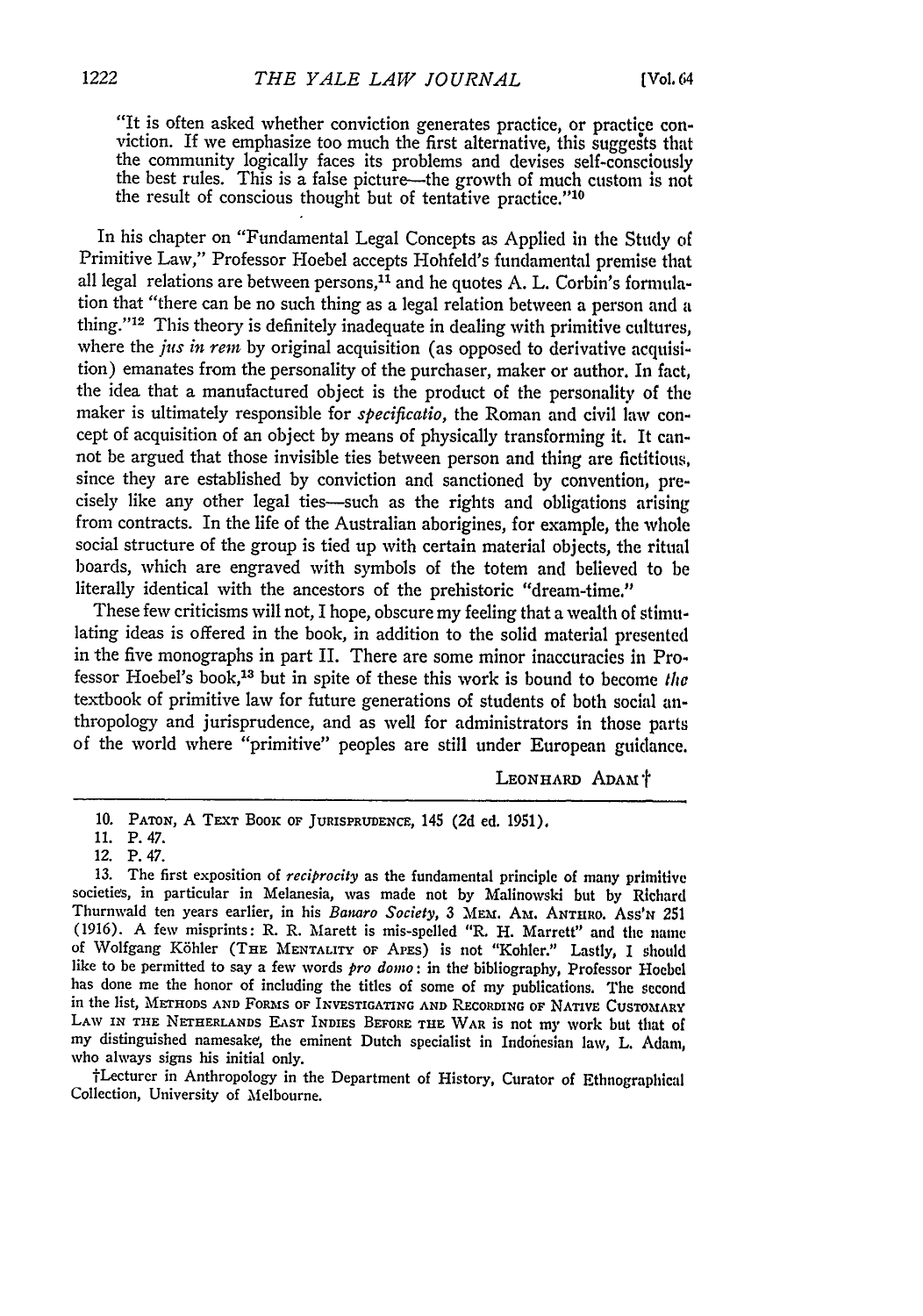"It is often asked whether conviction generates practice, or practice conviction. If we emphasize too much the first alternative, this suggests that the community logically faces its problems and devises self-consciously the best rules. This is a false picture—the growth of much custom is not the result of conscious thought but of tentative practice."[10]

In his chapter on "Fundamental Legal Concepts as Applied in the Study of Primitive Law," Professor Hoebel accepts Hohfeld's fundamental premise that all legal relations are between persons,[11] and he quotes A. L. Corbin's formulation that "there can be no such thing as a legal relation between a person and a thing."[12] This theory is definitely inadequate in dealing with primitive cultures, where the *jus in rem* by original acquisition (as opposed to derivative acquisition) emanates from the personality of the purchaser, maker or author. In fact, the idea that a manufactured object is the product of the personality of the maker is ultimately responsible for *specificatio*, the Roman and civil law concept of acquisition of an object by means of physically transforming it. It cannot be argued that those invisible ties between person and thing are fictitious, since they are established by conviction and sanctioned by convention, precisely like any other legal ties—such as the rights and obligations arising from contracts. In the life of the Australian aborigines, for example, the whole social structure of the group is tied up with certain material objects, the ritual boards, which are engraved with symbols of the totem and believed to be literally identical with the ancestors of the prehistoric "dream-time."

These few criticisms will not, I hope, obscure my feeling that a wealth of stimulating ideas is offered in the book, in addition to the solid material presented in the five monographs in part II. There are some minor inaccuracies in Professor Hoebel's book,[13] but in spite of these this work is bound to become *the* textbook of primitive law for future generations of students of both social anthropology and jurisprudence, and as well for administrators in those parts of the world where "primitive" peoples are still under European guidance.

LEONHARD ADAM†

---

10. PATON, A TEXT BOOK OF JURISPRUDENCE, 145 (2d ed. 1951).

11. P. 47.

12. P. 47.

13. The first exposition of *reciprocity* as the fundamental principle of many primitive societies, in particular in Melanesia, was made not by Malinowski but by Richard Thurnwald ten years earlier, in his *Banaro Society*, 3 MEM. AM. ANTHRO. ASS'N 251 (1916). A few misprints: R. R. Marett is mis-spelled "R. H. Marrett" and the name of Wolfgang Köhler (THE MENTALITY OF APES) is not "Kohler." Lastly, I should like to be permitted to say a few words *pro domo*: in the bibliography, Professor Hoebel has done me the honor of including the titles of some of my publications. The second in the list, METHODS AND FORMS OF INVESTIGATING AND RECORDING OF NATIVE CUSTOMARY LAW IN THE NETHERLANDS EAST INDIES BEFORE THE WAR is not my work but that of my distinguished namesake, the eminent Dutch specialist in Indonesian law, L. Adam, who always signs his initial only.

†Lecturer in Anthropology in the Department of History, Curator of Ethnographical Collection, University of Melbourne.